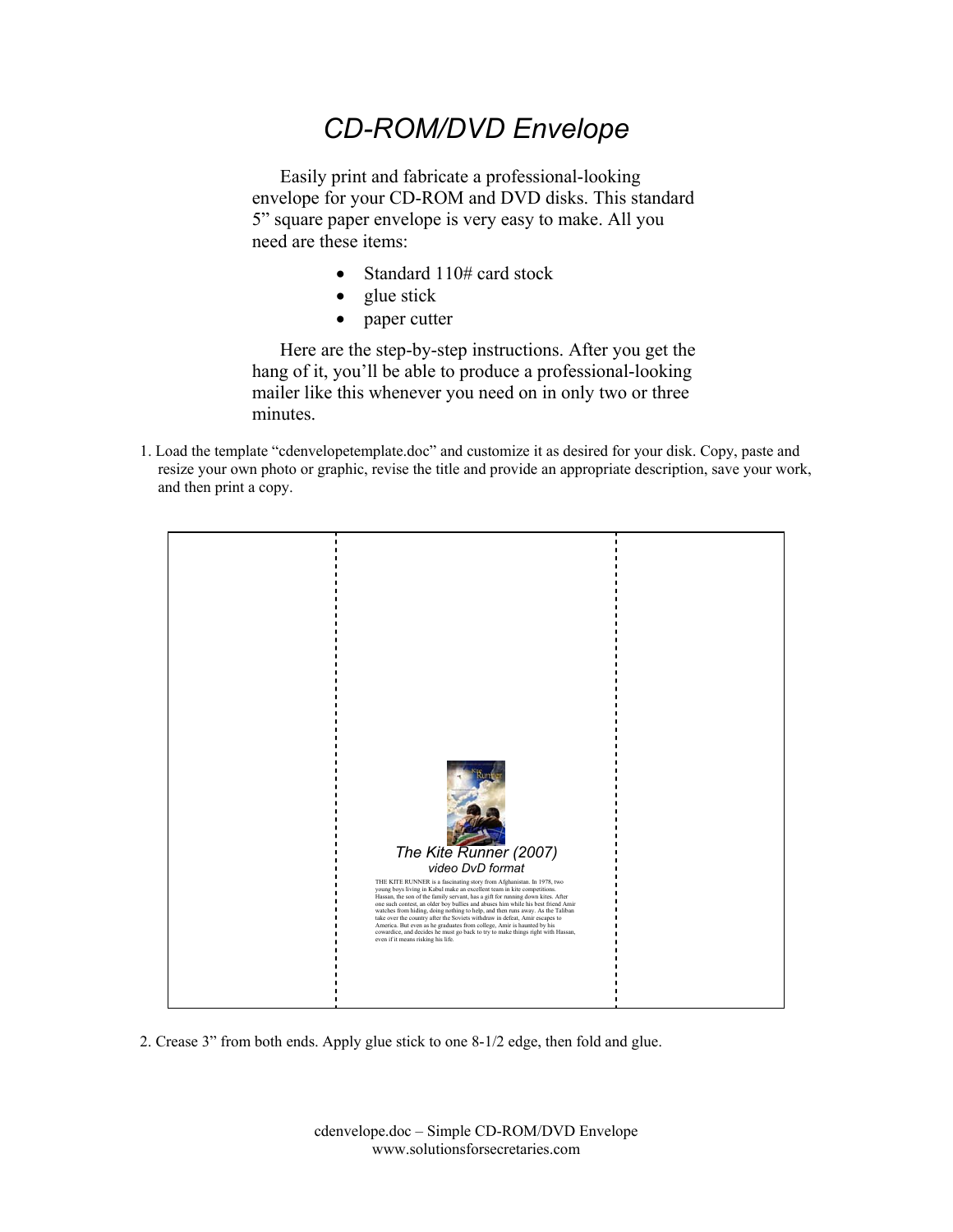# *CD-ROM/DVD Envelope*

Easily print and fabricate a professional-looking envelope for your CD-ROM and DVD disks. This standard 5" square paper envelope is very easy to make. All you need are these items:

- Standard 110# card stock
- glue stick
- paper cutter

Here are the step-by-step instructions. After you get the hang of it, you'll be able to produce a professional-looking mailer like this whenever you need on in only two or three minutes.

1. Load the template "cdenvelopetemplate.doc" and customize it as desired for your disk. Copy, paste and resize your own photo or graphic, revise the title and provide an appropriate description, save your work, and then print a copy.

*The Kite Runner (2007)*

*video DvD format*

THE KITE RUNNER is a fascinating story from Afghanistan. In 1978, two young boys living in Kabul make an excellent team in kite competitions. Hassan, the son of the family servant, has a gift for running down kites. After one such contest, an older boy bullies and abuses him while his best friend Amir watches from hiding, doing nothing to help, and then runs away. As the Taliban take over the country after the Soviets withdraw in defeat, Amir escapes to America. But even as he graduates from college, Amir is haunted by his cowardice, and decides he must go back to try to make things right with Hassan, even if it means risking his life.

2. Crease 3" from both ends. Apply glue stick to one 8-1/2 edge, then fold and glue.

cdenvelope.doc – Simple CD-ROM/DVD Envelope
www.solutionsforsecretaries.com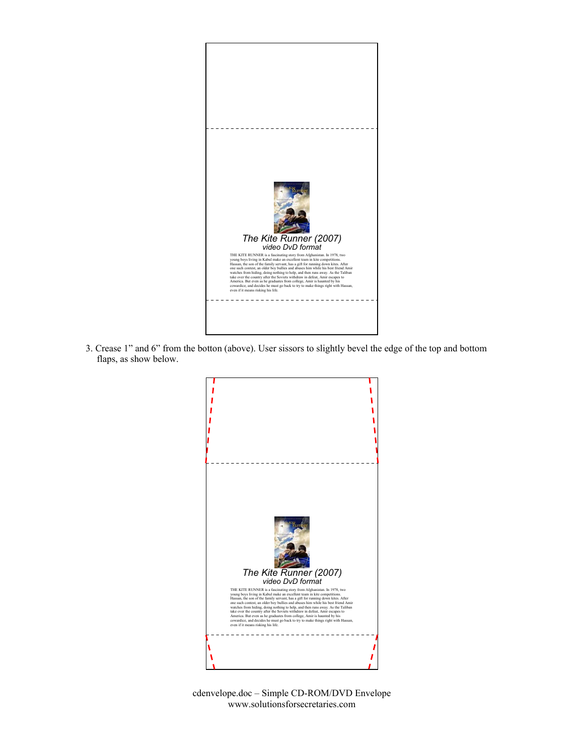The Kite Runner (2007)
*video DvD format*

THE KITE RUNNER is a fascinating story from Afghanistan. In 1978, two young boys living in Kabul make an excellent team in kite competitions. Hassan, the son of the family servant, has a gift for running down kites. After one such contest, an older boy bullies and abuses him while his best friend Amir watches from hiding, doing nothing to help, and then runs away. As the Taliban take over the country after the Soviets withdraw in defeat, Amir escapes to America. But even as he graduates from college, Amir is haunted by his cowardice, and decides he must go back to try to make things right with Hassan, even if it means risking his life.

3. Crease 1" and 6" from the botton (above). User sissors to slightly bevel the edge of the top and bottom flaps, as show below.

The Kite Runner (2007)
*video DvD format*

THE KITE RUNNER is a fascinating story from Afghanistan. In 1978, two young boys living in Kabul make an excellent team in kite competitions. Hassan, the son of the family servant, has a gift for running down kites. After one such contest, an older boy bullies and abuses him while his best friend Amir watches from hiding, doing nothing to help, and then runs away. As the Taliban take over the country after the Soviets withdraw in defeat, Amir escapes to America. But even as he graduates from college, Amir is haunted by his cowardice, and decides he must go back to try to make things right with Hassan, even if it means risking his life.

cdenvelope.doc – Simple CD-ROM/DVD Envelope
www.solutionsforsecretaries.com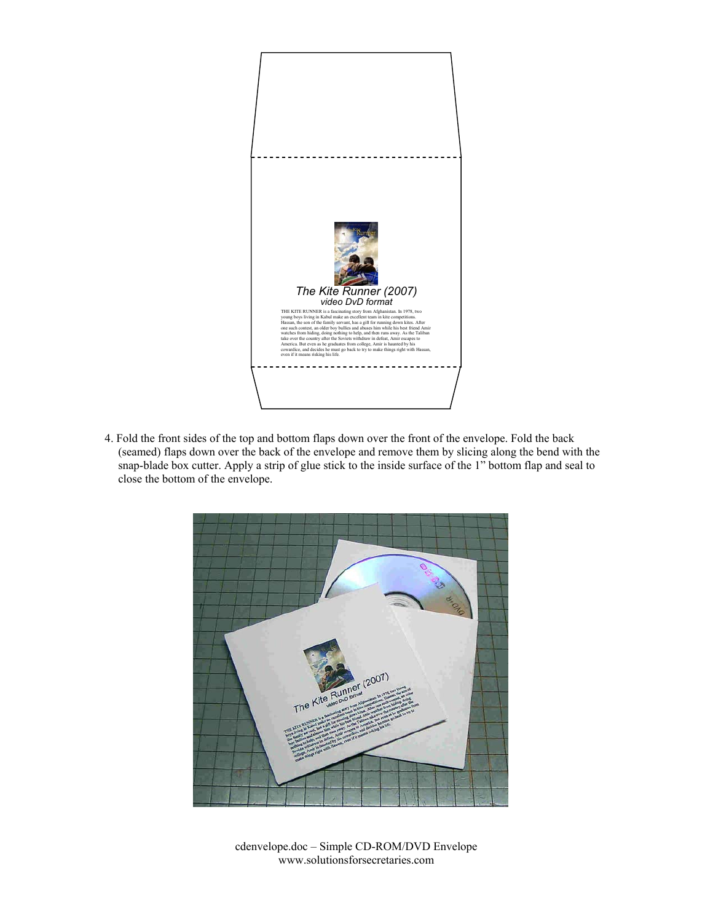The Kite Runner (2007)
*video DvD format*

THE KITE RUNNER is a fascinating story from Afghanistan. In 1978, two young boys living in Kabul make an excellent team in kite competitions. Hassan, the son of the family servant, has a gift for running down kites. After one such contest, an older boy bullies and abuses him while his best friend Amir watches from hiding, doing nothing to help, and then runs away. As the Taliban take over the country after the Soviets withdraw in defeat, Amir escapes to America. But even as he graduates from college, Amir is haunted by his cowardice, and decides he must go back to try to make things right with Hassan, even if it means risking his life.

4. Fold the front sides of the top and bottom flaps down over the front of the envelope. Fold the back (seamed) flaps down over the back of the envelope and remove them by slicing along the bend with the snap-blade box cutter. Apply a strip of glue stick to the inside surface of the 1" bottom flap and seal to close the bottom of the envelope.